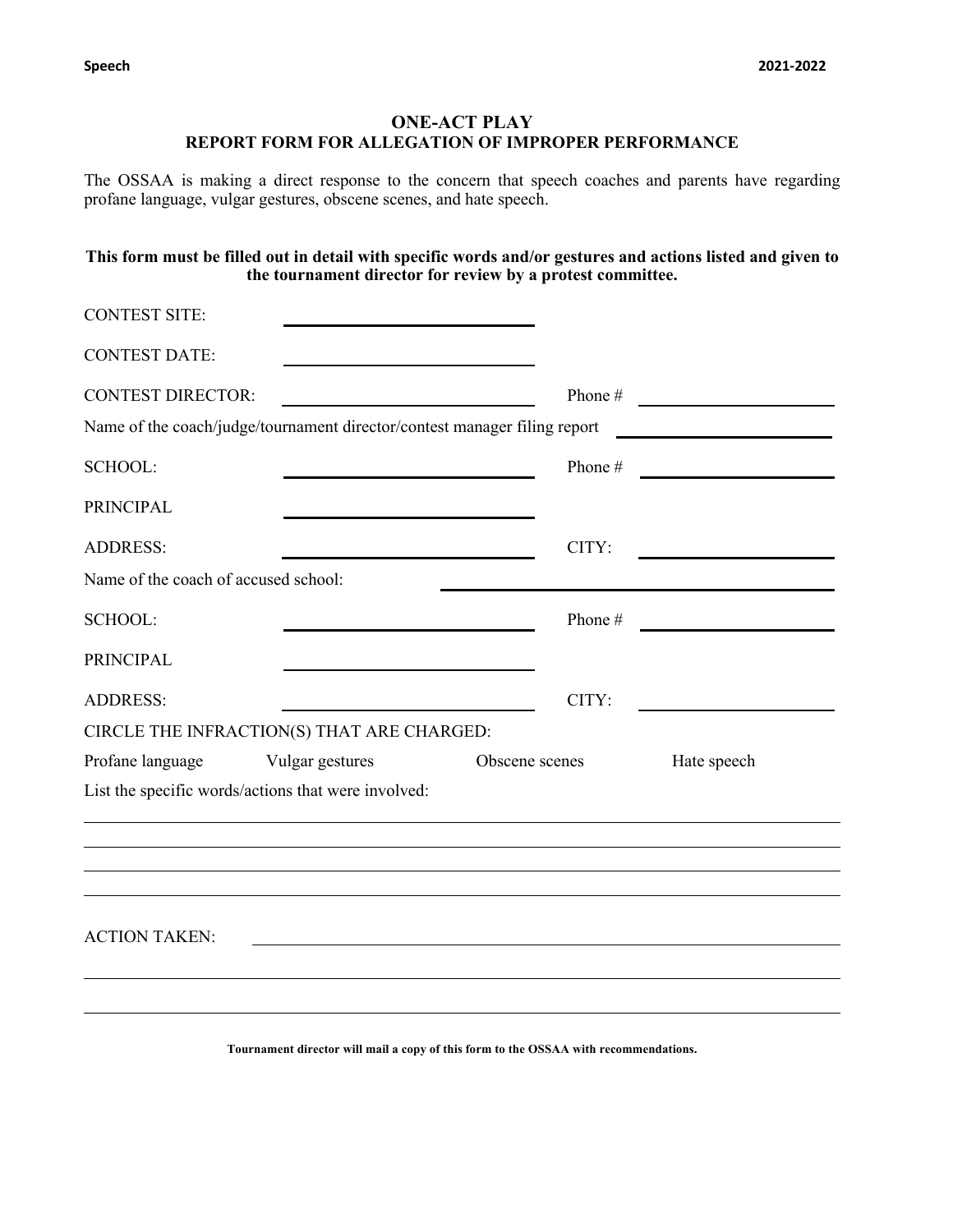# ONE-ACT PLAY
## REPORT FORM FOR ALLEGATION OF IMPROPER PERFORMANCE

The OSSAA is making a direct response to the concern that speech coaches and parents have regarding profane language, vulgar gestures, obscene scenes, and hate speech.

**This form must be filled out in detail with specific words and/or gestures and actions listed and given to the tournament director for review by a protest committee.**

CONTEST SITE: ______________________________

CONTEST DATE: ______________________________

CONTEST DIRECTOR: ______________________________ Phone # ______________________

Name of the coach/judge/tournament director/contest manager filing report ______________________

SCHOOL: ______________________________ Phone # ______________________

PRINCIPAL ______________________________

ADDRESS: ______________________________ CITY: ______________________

Name of the coach of accused school: ______________________________________________

SCHOOL: ______________________________ Phone # ______________________

PRINCIPAL ______________________________

ADDRESS: ______________________________ CITY: ______________________

CIRCLE THE INFRACTION(S) THAT ARE CHARGED:

Profane language Vulgar gestures Obscene scenes Hate speech

List the specific words/actions that were involved:

______________________________________________________________________________

______________________________________________________________________________

______________________________________________________________________________

______________________________________________________________________________

ACTION TAKEN: ________________________________________________________________

______________________________________________________________________________

______________________________________________________________________________

**Tournament director will mail a copy of this form to the OSSAA with recommendations.**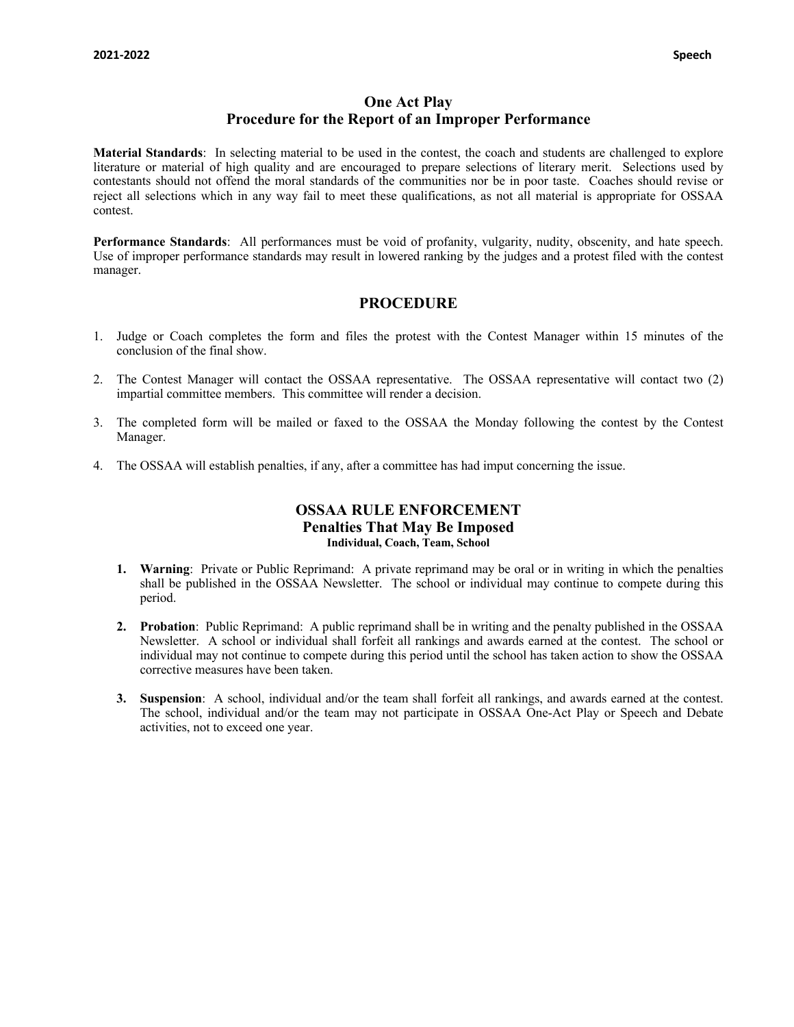# One Act Play
## Procedure for the Report of an Improper Performance

**Material Standards**: In selecting material to be used in the contest, the coach and students are challenged to explore literature or material of high quality and are encouraged to prepare selections of literary merit. Selections used by contestants should not offend the moral standards of the communities nor be in poor taste. Coaches should revise or reject all selections which in any way fail to meet these qualifications, as not all material is appropriate for OSSAA contest.

**Performance Standards**: All performances must be void of profanity, vulgarity, nudity, obscenity, and hate speech. Use of improper performance standards may result in lowered ranking by the judges and a protest filed with the contest manager.

## PROCEDURE

1. Judge or Coach completes the form and files the protest with the Contest Manager within 15 minutes of the conclusion of the final show.

2. The Contest Manager will contact the OSSAA representative. The OSSAA representative will contact two (2) impartial committee members. This committee will render a decision.

3. The completed form will be mailed or faxed to the OSSAA the Monday following the contest by the Contest Manager.

4. The OSSAA will establish penalties, if any, after a committee has had imput concerning the issue.

## OSSAA RULE ENFORCEMENT
### Penalties That May Be Imposed
**Individual, Coach, Team, School**

1. **Warning**: Private or Public Reprimand: A private reprimand may be oral or in writing in which the penalties shall be published in the OSSAA Newsletter. The school or individual may continue to compete during this period.

2. **Probation**: Public Reprimand: A public reprimand shall be in writing and the penalty published in the OSSAA Newsletter. A school or individual shall forfeit all rankings and awards earned at the contest. The school or individual may not continue to compete during this period until the school has taken action to show the OSSAA corrective measures have been taken.

3. **Suspension**: A school, individual and/or the team shall forfeit all rankings, and awards earned at the contest. The school, individual and/or the team may not participate in OSSAA One-Act Play or Speech and Debate activities, not to exceed one year.